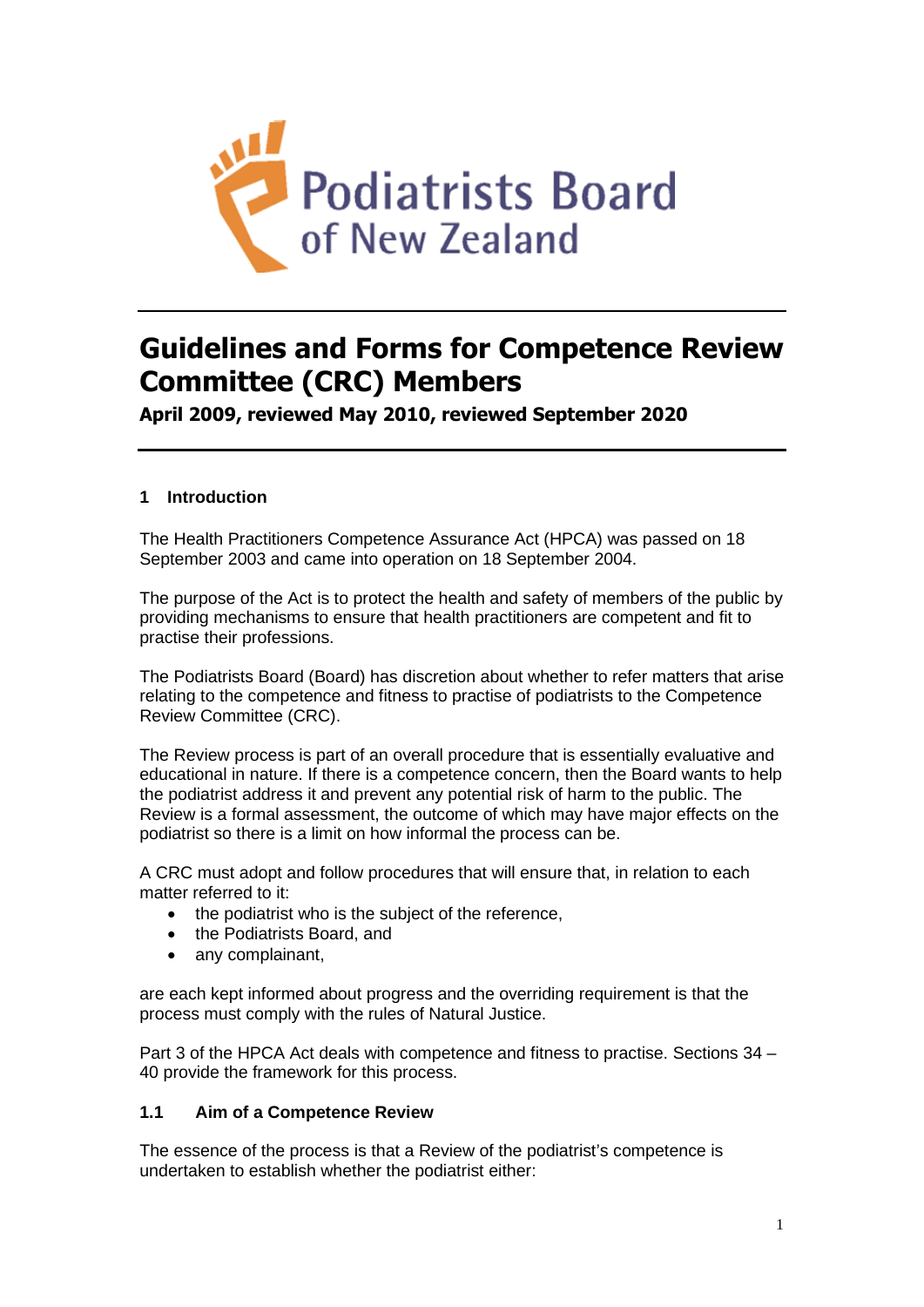Podiatrists Board of New Zealand

# Guidelines and Forms for Competence Review Committee (CRC) Members

**April 2009, reviewed May 2010, reviewed September 2020**

## 1 Introduction

The Health Practitioners Competence Assurance Act (HPCA) was passed on 18 September 2003 and came into operation on 18 September 2004.

The purpose of the Act is to protect the health and safety of members of the public by providing mechanisms to ensure that health practitioners are competent and fit to practise their professions.

The Podiatrists Board (Board) has discretion about whether to refer matters that arise relating to the competence and fitness to practise of podiatrists to the Competence Review Committee (CRC).

The Review process is part of an overall procedure that is essentially evaluative and educational in nature. If there is a competence concern, then the Board wants to help the podiatrist address it and prevent any potential risk of harm to the public. The Review is a formal assessment, the outcome of which may have major effects on the podiatrist so there is a limit on how informal the process can be.

A CRC must adopt and follow procedures that will ensure that, in relation to each matter referred to it:

- the podiatrist who is the subject of the reference,
- the Podiatrists Board, and
- any complainant,

are each kept informed about progress and the overriding requirement is that the process must comply with the rules of Natural Justice.

Part 3 of the HPCA Act deals with competence and fitness to practise. Sections 34 – 40 provide the framework for this process.

### 1.1 Aim of a Competence Review

The essence of the process is that a Review of the podiatrist's competence is undertaken to establish whether the podiatrist either: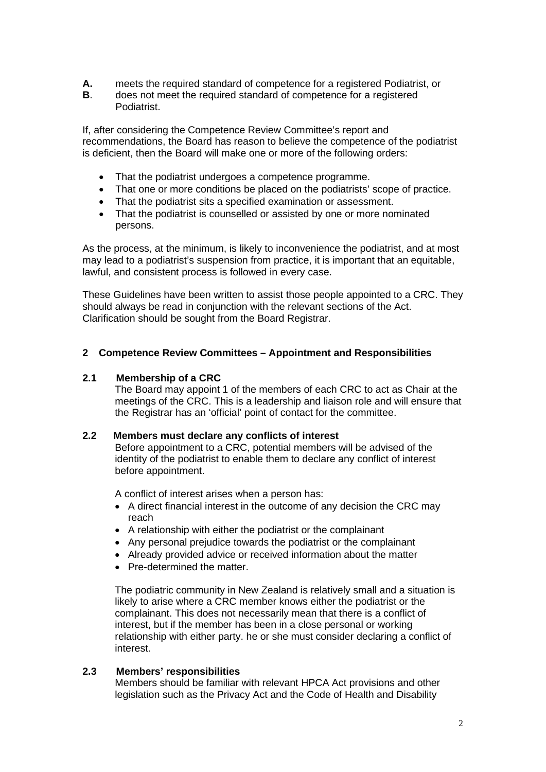**A.** meets the required standard of competence for a registered Podiatrist, or

**B**. does not meet the required standard of competence for a registered Podiatrist.

If, after considering the Competence Review Committee's report and recommendations, the Board has reason to believe the competence of the podiatrist is deficient, then the Board will make one or more of the following orders:

- That the podiatrist undergoes a competence programme.
- That one or more conditions be placed on the podiatrists' scope of practice.
- That the podiatrist sits a specified examination or assessment.
- That the podiatrist is counselled or assisted by one or more nominated persons.

As the process, at the minimum, is likely to inconvenience the podiatrist, and at most may lead to a podiatrist's suspension from practice, it is important that an equitable, lawful, and consistent process is followed in every case.

These Guidelines have been written to assist those people appointed to a CRC. They should always be read in conjunction with the relevant sections of the Act. Clarification should be sought from the Board Registrar.

## 2 Competence Review Committees – Appointment and Responsibilities

### 2.1 Membership of a CRC

The Board may appoint 1 of the members of each CRC to act as Chair at the meetings of the CRC. This is a leadership and liaison role and will ensure that the Registrar has an 'official' point of contact for the committee.

### 2.2 Members must declare any conflicts of interest

Before appointment to a CRC, potential members will be advised of the identity of the podiatrist to enable them to declare any conflict of interest before appointment.

A conflict of interest arises when a person has:

- A direct financial interest in the outcome of any decision the CRC may reach
- A relationship with either the podiatrist or the complainant
- Any personal prejudice towards the podiatrist or the complainant
- Already provided advice or received information about the matter
- Pre-determined the matter.

The podiatric community in New Zealand is relatively small and a situation is likely to arise where a CRC member knows either the podiatrist or the complainant. This does not necessarily mean that there is a conflict of interest, but if the member has been in a close personal or working relationship with either party. he or she must consider declaring a conflict of interest.

### 2.3 Members' responsibilities

Members should be familiar with relevant HPCA Act provisions and other legislation such as the Privacy Act and the Code of Health and Disability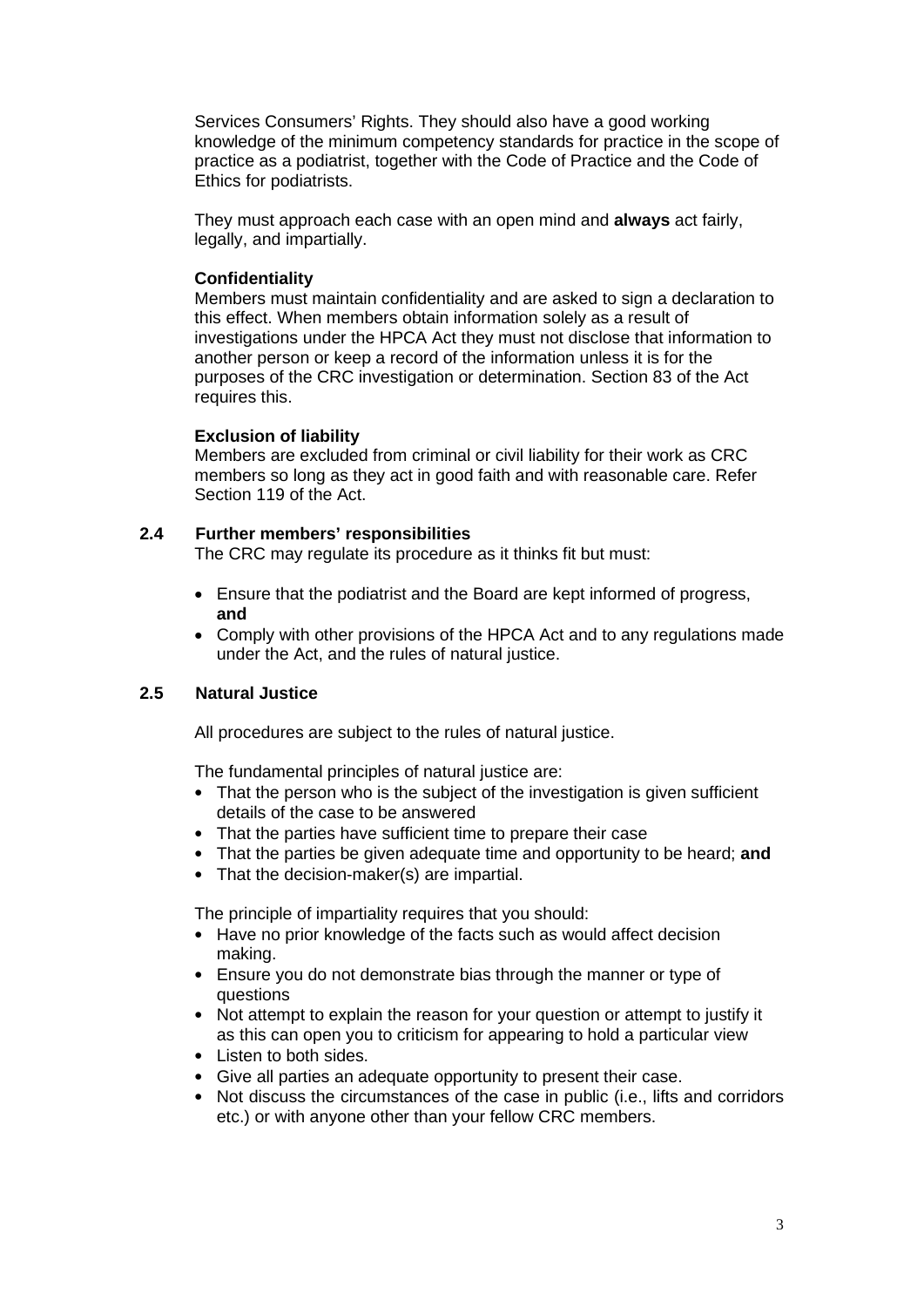Services Consumers' Rights. They should also have a good working knowledge of the minimum competency standards for practice in the scope of practice as a podiatrist, together with the Code of Practice and the Code of Ethics for podiatrists.

They must approach each case with an open mind and **always** act fairly, legally, and impartially.

**Confidentiality**

Members must maintain confidentiality and are asked to sign a declaration to this effect. When members obtain information solely as a result of investigations under the HPCA Act they must not disclose that information to another person or keep a record of the information unless it is for the purposes of the CRC investigation or determination. Section 83 of the Act requires this.

**Exclusion of liability**

Members are excluded from criminal or civil liability for their work as CRC members so long as they act in good faith and with reasonable care. Refer Section 119 of the Act.

### 2.4 Further members' responsibilities

The CRC may regulate its procedure as it thinks fit but must:

- Ensure that the podiatrist and the Board are kept informed of progress, **and**
- Comply with other provisions of the HPCA Act and to any regulations made under the Act, and the rules of natural justice.

### 2.5 Natural Justice

All procedures are subject to the rules of natural justice.

The fundamental principles of natural justice are:

- That the person who is the subject of the investigation is given sufficient details of the case to be answered
- That the parties have sufficient time to prepare their case
- That the parties be given adequate time and opportunity to be heard; **and**
- That the decision-maker(s) are impartial.

The principle of impartiality requires that you should:

- Have no prior knowledge of the facts such as would affect decision making.
- Ensure you do not demonstrate bias through the manner or type of questions
- Not attempt to explain the reason for your question or attempt to justify it as this can open you to criticism for appearing to hold a particular view
- Listen to both sides.
- Give all parties an adequate opportunity to present their case.
- Not discuss the circumstances of the case in public (i.e., lifts and corridors etc.) or with anyone other than your fellow CRC members.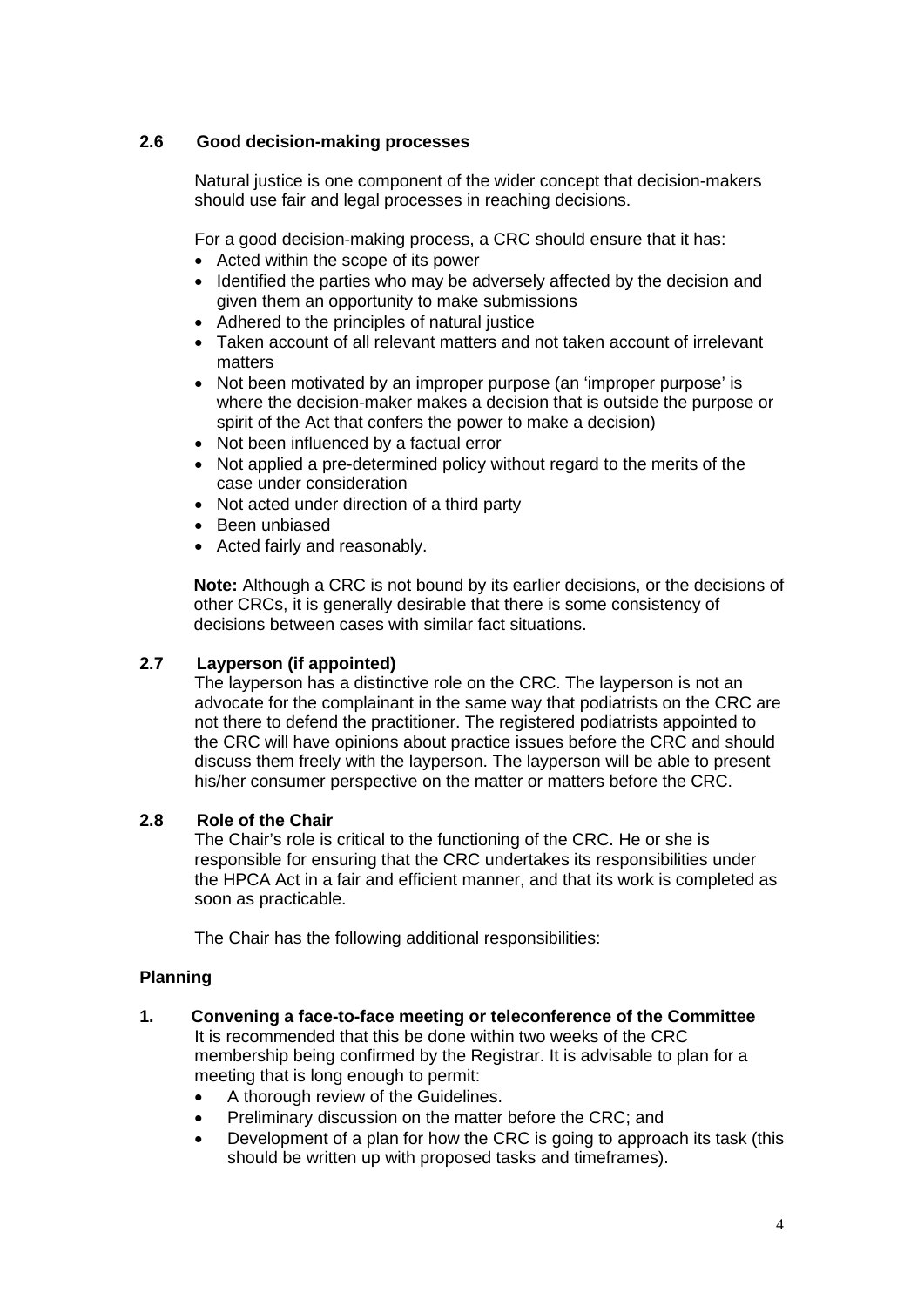### 2.6 Good decision-making processes

Natural justice is one component of the wider concept that decision-makers should use fair and legal processes in reaching decisions.

For a good decision-making process, a CRC should ensure that it has:

- Acted within the scope of its power
- Identified the parties who may be adversely affected by the decision and given them an opportunity to make submissions
- Adhered to the principles of natural justice
- Taken account of all relevant matters and not taken account of irrelevant matters
- Not been motivated by an improper purpose (an 'improper purpose' is where the decision-maker makes a decision that is outside the purpose or spirit of the Act that confers the power to make a decision)
- Not been influenced by a factual error
- Not applied a pre-determined policy without regard to the merits of the case under consideration
- Not acted under direction of a third party
- Been unbiased
- Acted fairly and reasonably.

**Note:** Although a CRC is not bound by its earlier decisions, or the decisions of other CRCs, it is generally desirable that there is some consistency of decisions between cases with similar fact situations.

### 2.7 Layperson (if appointed)

The layperson has a distinctive role on the CRC. The layperson is not an advocate for the complainant in the same way that podiatrists on the CRC are not there to defend the practitioner. The registered podiatrists appointed to the CRC will have opinions about practice issues before the CRC and should discuss them freely with the layperson. The layperson will be able to present his/her consumer perspective on the matter or matters before the CRC.

### 2.8 Role of the Chair

The Chair's role is critical to the functioning of the CRC. He or she is responsible for ensuring that the CRC undertakes its responsibilities under the HPCA Act in a fair and efficient manner, and that its work is completed as soon as practicable.

The Chair has the following additional responsibilities:

#### Planning

**1. Convening a face-to-face meeting or teleconference of the Committee**

It is recommended that this be done within two weeks of the CRC membership being confirmed by the Registrar. It is advisable to plan for a meeting that is long enough to permit:

- A thorough review of the Guidelines.
- Preliminary discussion on the matter before the CRC; and
- Development of a plan for how the CRC is going to approach its task (this should be written up with proposed tasks and timeframes).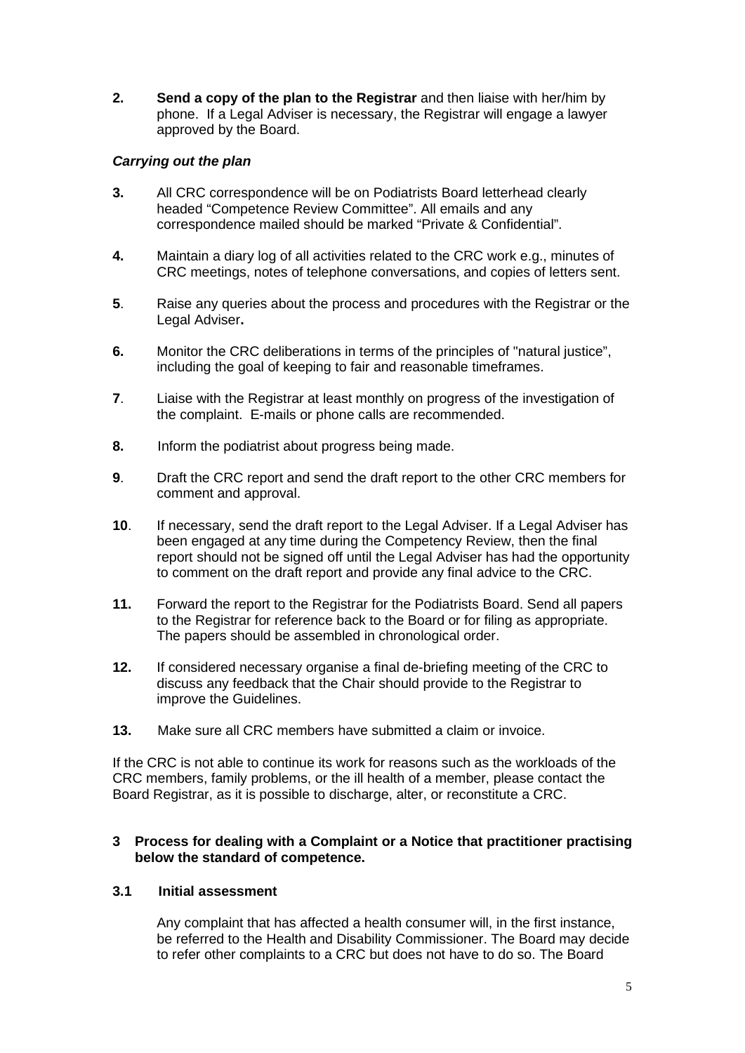**2.** **Send a copy of the plan to the Registrar** and then liaise with her/him by phone. If a Legal Adviser is necessary, the Registrar will engage a lawyer approved by the Board.

***Carrying out the plan***

**3.** All CRC correspondence will be on Podiatrists Board letterhead clearly headed “Competence Review Committee”. All emails and any correspondence mailed should be marked “Private & Confidential”.

**4.** Maintain a diary log of all activities related to the CRC work e.g., minutes of CRC meetings, notes of telephone conversations, and copies of letters sent.

**5**. Raise any queries about the process and procedures with the Registrar or the Legal Adviser**.**

**6.** Monitor the CRC deliberations in terms of the principles of "natural justice", including the goal of keeping to fair and reasonable timeframes.

**7**. Liaise with the Registrar at least monthly on progress of the investigation of the complaint. E-mails or phone calls are recommended.

**8.** Inform the podiatrist about progress being made.

**9**. Draft the CRC report and send the draft report to the other CRC members for comment and approval.

**10**. If necessary, send the draft report to the Legal Adviser. If a Legal Adviser has been engaged at any time during the Competency Review, then the final report should not be signed off until the Legal Adviser has had the opportunity to comment on the draft report and provide any final advice to the CRC.

**11.** Forward the report to the Registrar for the Podiatrists Board. Send all papers to the Registrar for reference back to the Board or for filing as appropriate. The papers should be assembled in chronological order.

**12.** If considered necessary organise a final de-briefing meeting of the CRC to discuss any feedback that the Chair should provide to the Registrar to improve the Guidelines.

**13.** Make sure all CRC members have submitted a claim or invoice.

If the CRC is not able to continue its work for reasons such as the workloads of the CRC members, family problems, or the ill health of a member, please contact the Board Registrar, as it is possible to discharge, alter, or reconstitute a CRC.

## 3 Process for dealing with a Complaint or a Notice that practitioner practising below the standard of competence.

### 3.1 Initial assessment

Any complaint that has affected a health consumer will, in the first instance, be referred to the Health and Disability Commissioner. The Board may decide to refer other complaints to a CRC but does not have to do so. The Board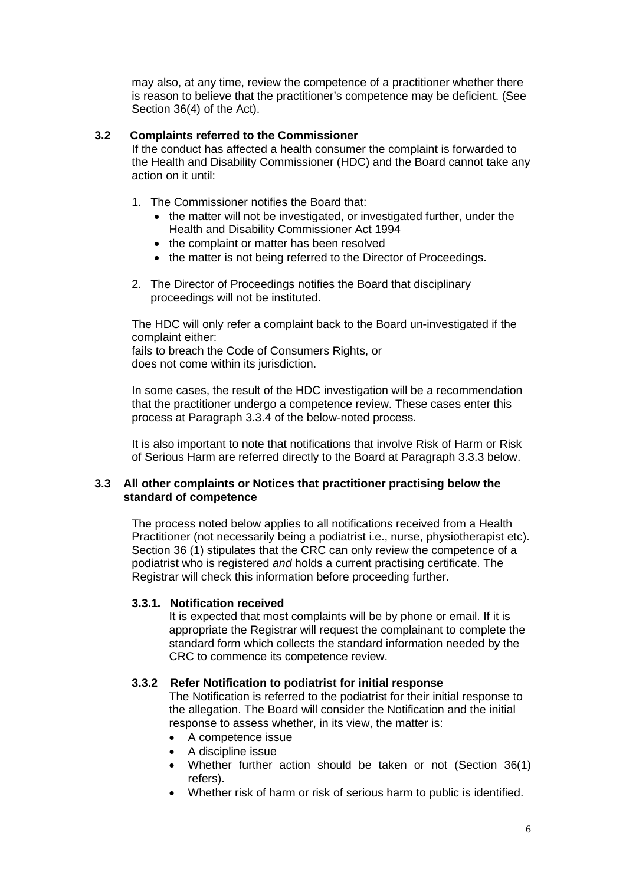may also, at any time, review the competence of a practitioner whether there is reason to believe that the practitioner's competence may be deficient. (See Section 36(4) of the Act).

### 3.2 Complaints referred to the Commissioner

If the conduct has affected a health consumer the complaint is forwarded to the Health and Disability Commissioner (HDC) and the Board cannot take any action on it until:

1. The Commissioner notifies the Board that:
   - the matter will not be investigated, or investigated further, under the Health and Disability Commissioner Act 1994
   - the complaint or matter has been resolved
   - the matter is not being referred to the Director of Proceedings.
2. The Director of Proceedings notifies the Board that disciplinary proceedings will not be instituted.

The HDC will only refer a complaint back to the Board un-investigated if the complaint either:
fails to breach the Code of Consumers Rights, or
does not come within its jurisdiction.

In some cases, the result of the HDC investigation will be a recommendation that the practitioner undergo a competence review. These cases enter this process at Paragraph 3.3.4 of the below-noted process.

It is also important to note that notifications that involve Risk of Harm or Risk of Serious Harm are referred directly to the Board at Paragraph 3.3.3 below.

### 3.3 All other complaints or Notices that practitioner practising below the standard of competence

The process noted below applies to all notifications received from a Health Practitioner (not necessarily being a podiatrist i.e., nurse, physiotherapist etc). Section 36 (1) stipulates that the CRC can only review the competence of a podiatrist who is registered *and* holds a current practising certificate. The Registrar will check this information before proceeding further.

#### 3.3.1. Notification received

It is expected that most complaints will be by phone or email. If it is appropriate the Registrar will request the complainant to complete the standard form which collects the standard information needed by the CRC to commence its competence review.

#### 3.3.2 Refer Notification to podiatrist for initial response

The Notification is referred to the podiatrist for their initial response to the allegation. The Board will consider the Notification and the initial response to assess whether, in its view, the matter is:

- A competence issue
- A discipline issue
- Whether further action should be taken or not (Section 36(1) refers).
- Whether risk of harm or risk of serious harm to public is identified.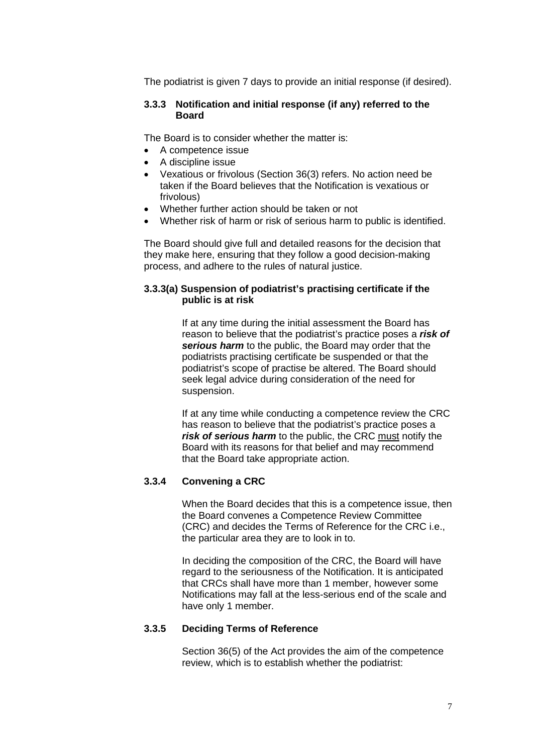The podiatrist is given 7 days to provide an initial response (if desired).

### 3.3.3 Notification and initial response (if any) referred to the Board

The Board is to consider whether the matter is:

- A competence issue
- A discipline issue
- Vexatious or frivolous (Section 36(3) refers. No action need be taken if the Board believes that the Notification is vexatious or frivolous)
- Whether further action should be taken or not
- Whether risk of harm or risk of serious harm to public is identified.

The Board should give full and detailed reasons for the decision that they make here, ensuring that they follow a good decision-making process, and adhere to the rules of natural justice.

### 3.3.3(a) Suspension of podiatrist's practising certificate if the public is at risk

If at any time during the initial assessment the Board has reason to believe that the podiatrist's practice poses a ***risk of serious harm*** to the public, the Board may order that the podiatrists practising certificate be suspended or that the podiatrist's scope of practise be altered. The Board should seek legal advice during consideration of the need for suspension.

If at any time while conducting a competence review the CRC has reason to believe that the podiatrist's practice poses a ***risk of serious harm*** to the public, the CRC <u>must</u> notify the Board with its reasons for that belief and may recommend that the Board take appropriate action.

### 3.3.4 Convening a CRC

When the Board decides that this is a competence issue, then the Board convenes a Competence Review Committee (CRC) and decides the Terms of Reference for the CRC i.e., the particular area they are to look in to.

In deciding the composition of the CRC, the Board will have regard to the seriousness of the Notification. It is anticipated that CRCs shall have more than 1 member, however some Notifications may fall at the less-serious end of the scale and have only 1 member.

### 3.3.5 Deciding Terms of Reference

Section 36(5) of the Act provides the aim of the competence review, which is to establish whether the podiatrist: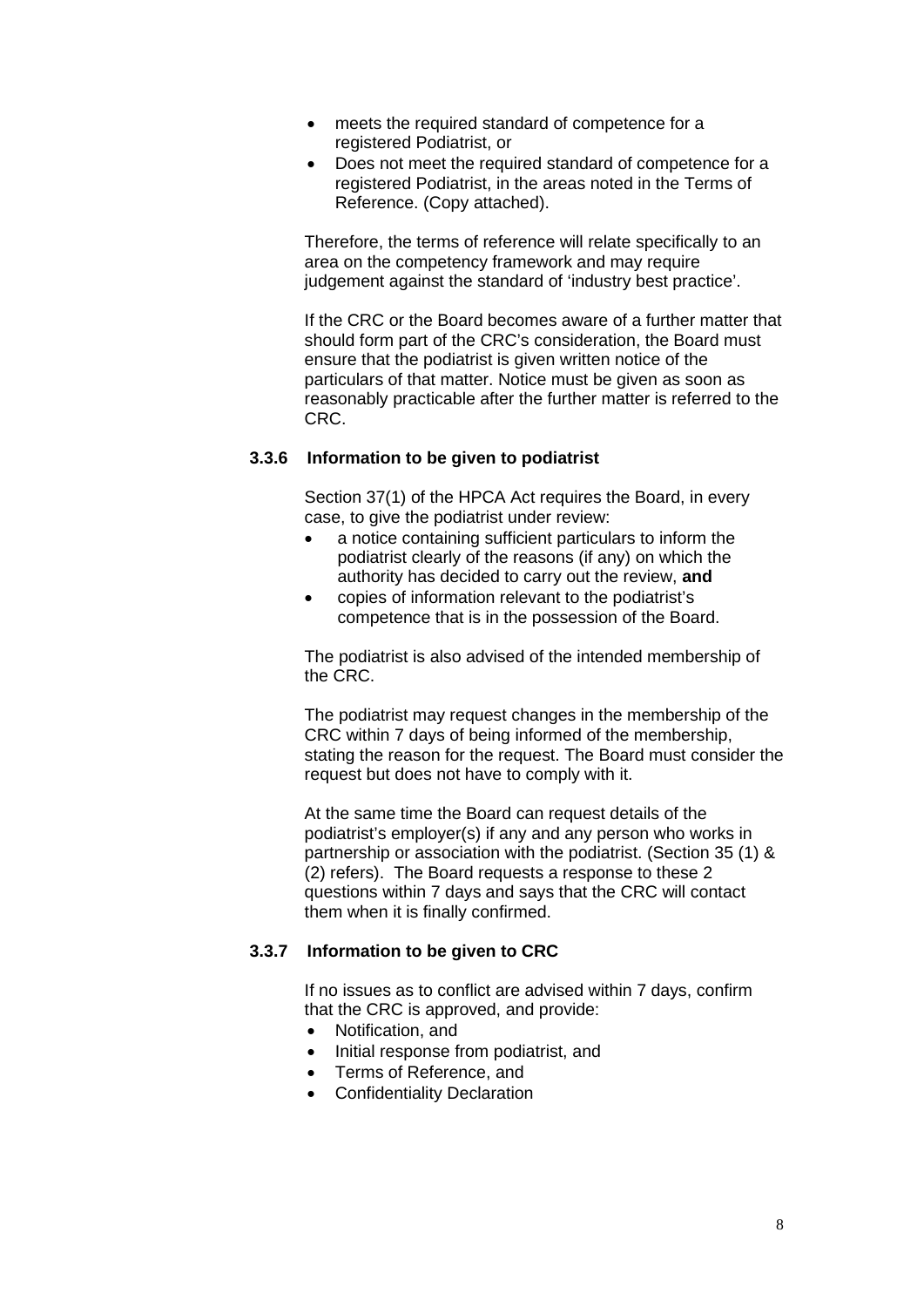- meets the required standard of competence for a registered Podiatrist, or
- Does not meet the required standard of competence for a registered Podiatrist, in the areas noted in the Terms of Reference. (Copy attached).

Therefore, the terms of reference will relate specifically to an area on the competency framework and may require judgement against the standard of 'industry best practice'.

If the CRC or the Board becomes aware of a further matter that should form part of the CRC's consideration, the Board must ensure that the podiatrist is given written notice of the particulars of that matter. Notice must be given as soon as reasonably practicable after the further matter is referred to the CRC.

### 3.3.6 Information to be given to podiatrist

Section 37(1) of the HPCA Act requires the Board, in every case, to give the podiatrist under review:

- a notice containing sufficient particulars to inform the podiatrist clearly of the reasons (if any) on which the authority has decided to carry out the review, **and**
- copies of information relevant to the podiatrist's competence that is in the possession of the Board.

The podiatrist is also advised of the intended membership of the CRC.

The podiatrist may request changes in the membership of the CRC within 7 days of being informed of the membership, stating the reason for the request. The Board must consider the request but does not have to comply with it.

At the same time the Board can request details of the podiatrist's employer(s) if any and any person who works in partnership or association with the podiatrist. (Section 35 (1) & (2) refers). The Board requests a response to these 2 questions within 7 days and says that the CRC will contact them when it is finally confirmed.

### 3.3.7 Information to be given to CRC

If no issues as to conflict are advised within 7 days, confirm that the CRC is approved, and provide:

- Notification, and
- Initial response from podiatrist, and
- Terms of Reference, and
- Confidentiality Declaration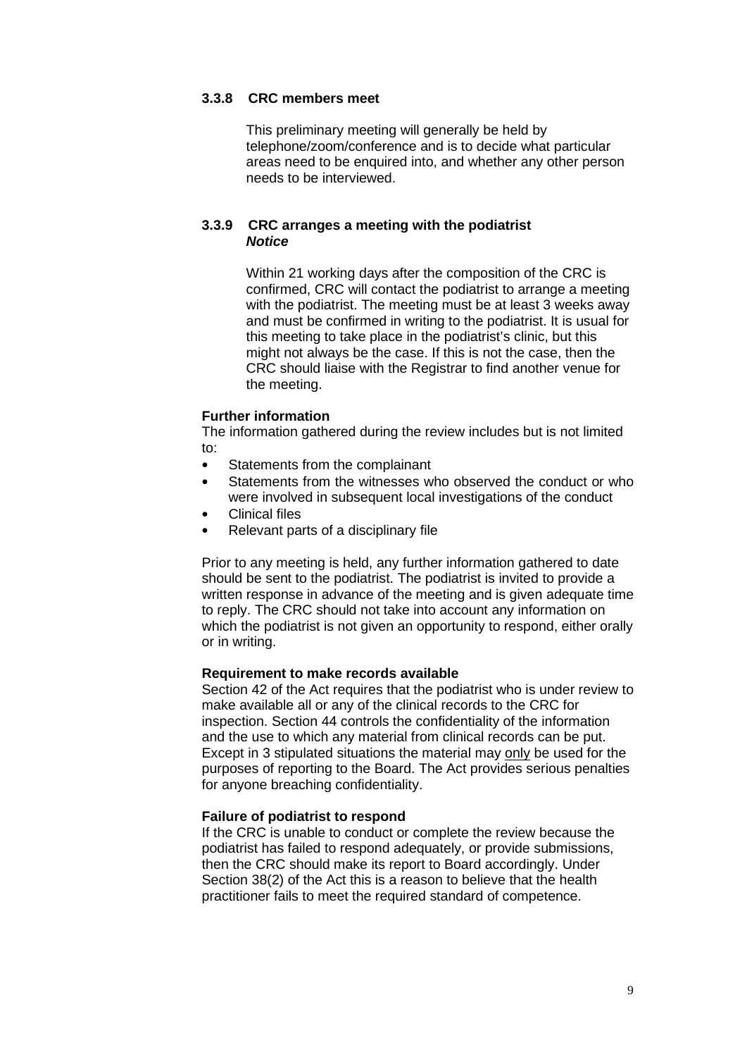### 3.3.8 CRC members meet

This preliminary meeting will generally be held by telephone/zoom/conference and is to decide what particular areas need to be enquired into, and whether any other person needs to be interviewed.

### 3.3.9 CRC arranges a meeting with the podiatrist

***Notice***

Within 21 working days after the composition of the CRC is confirmed, CRC will contact the podiatrist to arrange a meeting with the podiatrist. The meeting must be at least 3 weeks away and must be confirmed in writing to the podiatrist. It is usual for this meeting to take place in the podiatrist's clinic, but this might not always be the case. If this is not the case, then the CRC should liaise with the Registrar to find another venue for the meeting.

**Further information**

The information gathered during the review includes but is not limited to:

- Statements from the complainant
- Statements from the witnesses who observed the conduct or who were involved in subsequent local investigations of the conduct
- Clinical files
- Relevant parts of a disciplinary file

Prior to any meeting is held, any further information gathered to date should be sent to the podiatrist. The podiatrist is invited to provide a written response in advance of the meeting and is given adequate time to reply. The CRC should not take into account any information on which the podiatrist is not given an opportunity to respond, either orally or in writing.

**Requirement to make records available**

Section 42 of the Act requires that the podiatrist who is under review to make available all or any of the clinical records to the CRC for inspection. Section 44 controls the confidentiality of the information and the use to which any material from clinical records can be put. Except in 3 stipulated situations the material may <u>only</u> be used for the purposes of reporting to the Board. The Act provides serious penalties for anyone breaching confidentiality.

**Failure of podiatrist to respond**

If the CRC is unable to conduct or complete the review because the podiatrist has failed to respond adequately, or provide submissions, then the CRC should make its report to Board accordingly. Under Section 38(2) of the Act this is a reason to believe that the health practitioner fails to meet the required standard of competence.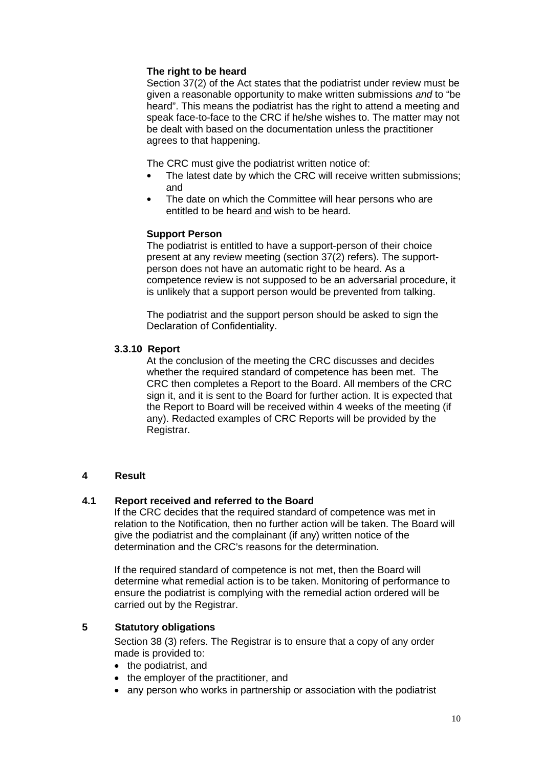**The right to be heard**

Section 37(2) of the Act states that the podiatrist under review must be given a reasonable opportunity to make written submissions *and* to "be heard". This means the podiatrist has the right to attend a meeting and speak face-to-face to the CRC if he/she wishes to. The matter may not be dealt with based on the documentation unless the practitioner agrees to that happening.

The CRC must give the podiatrist written notice of:

- The latest date by which the CRC will receive written submissions; and
- The date on which the Committee will hear persons who are entitled to be heard <u>and</u> wish to be heard.

**Support Person**

The podiatrist is entitled to have a support-person of their choice present at any review meeting (section 37(2) refers). The support-person does not have an automatic right to be heard. As a competence review is not supposed to be an adversarial procedure, it is unlikely that a support person would be prevented from talking.

The podiatrist and the support person should be asked to sign the Declaration of Confidentiality.

### 3.3.10 Report

At the conclusion of the meeting the CRC discusses and decides whether the required standard of competence has been met. The CRC then completes a Report to the Board. All members of the CRC sign it, and it is sent to the Board for further action. It is expected that the Report to Board will be received within 4 weeks of the meeting (if any). Redacted examples of CRC Reports will be provided by the Registrar.

## 4 Result

### 4.1 Report received and referred to the Board

If the CRC decides that the required standard of competence was met in relation to the Notification, then no further action will be taken. The Board will give the podiatrist and the complainant (if any) written notice of the determination and the CRC's reasons for the determination.

If the required standard of competence is not met, then the Board will determine what remedial action is to be taken. Monitoring of performance to ensure the podiatrist is complying with the remedial action ordered will be carried out by the Registrar.

## 5 Statutory obligations

Section 38 (3) refers. The Registrar is to ensure that a copy of any order made is provided to:

- the podiatrist, and
- the employer of the practitioner, and
- any person who works in partnership or association with the podiatrist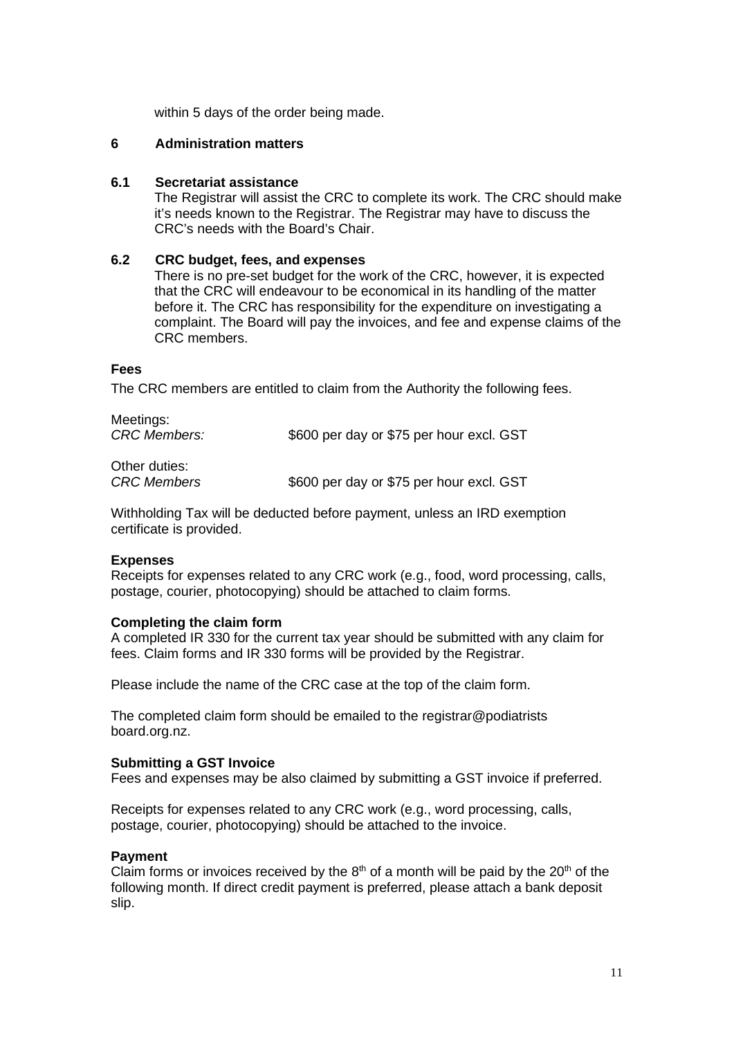within 5 days of the order being made.

## 6 Administration matters

### 6.1 Secretariat assistance

The Registrar will assist the CRC to complete its work. The CRC should make it's needs known to the Registrar. The Registrar may have to discuss the CRC's needs with the Board's Chair.

### 6.2 CRC budget, fees, and expenses

There is no pre-set budget for the work of the CRC, however, it is expected that the CRC will endeavour to be economical in its handling of the matter before it. The CRC has responsibility for the expenditure on investigating a complaint. The Board will pay the invoices, and fee and expense claims of the CRC members.

**Fees**

The CRC members are entitled to claim from the Authority the following fees.

| | |
|---|---|
| Meetings: | |
| *CRC Members:* | \$600 per day or \$75 per hour excl. GST |
| Other duties: | |
| *CRC Members* | \$600 per day or \$75 per hour excl. GST |

Withholding Tax will be deducted before payment, unless an IRD exemption certificate is provided.

**Expenses**

Receipts for expenses related to any CRC work (e.g., food, word processing, calls, postage, courier, photocopying) should be attached to claim forms.

**Completing the claim form**

A completed IR 330 for the current tax year should be submitted with any claim for fees. Claim forms and IR 330 forms will be provided by the Registrar.

Please include the name of the CRC case at the top of the claim form.

The completed claim form should be emailed to the registrar@podiatrists board.org.nz.

**Submitting a GST Invoice**

Fees and expenses may be also claimed by submitting a GST invoice if preferred.

Receipts for expenses related to any CRC work (e.g., word processing, calls, postage, courier, photocopying) should be attached to the invoice.

**Payment**

Claim forms or invoices received by the 8th of a month will be paid by the 20th of the following month. If direct credit payment is preferred, please attach a bank deposit slip.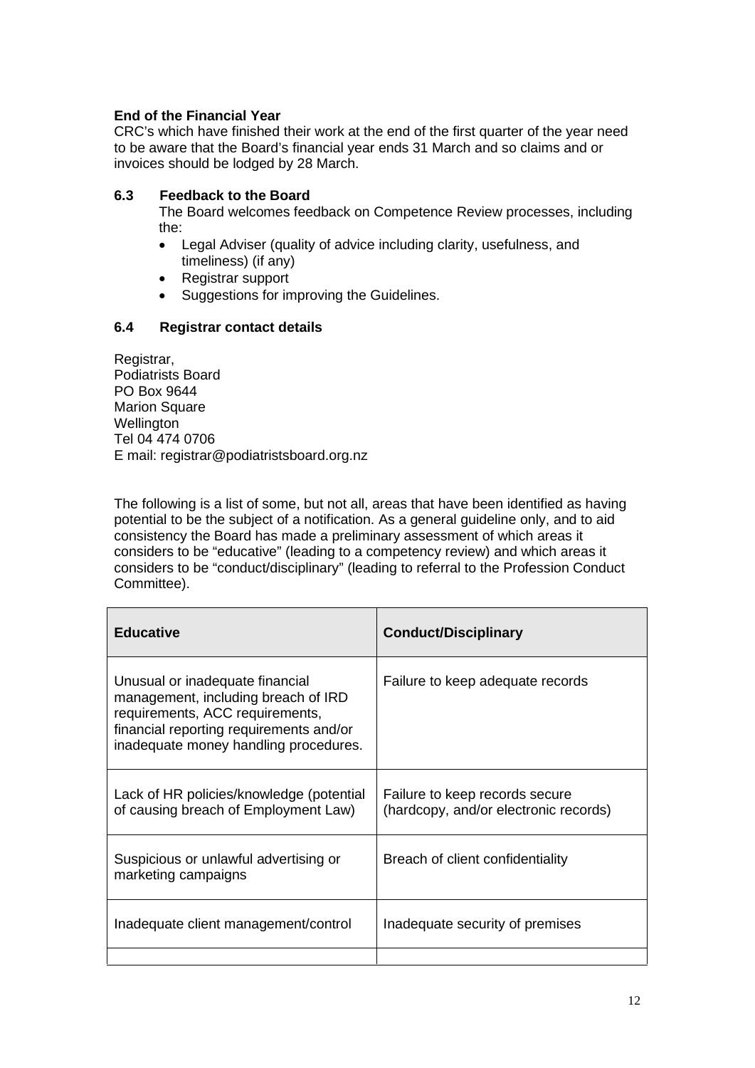**End of the Financial Year**

CRC's which have finished their work at the end of the first quarter of the year need to be aware that the Board's financial year ends 31 March and so claims and or invoices should be lodged by 28 March.

### 6.3 Feedback to the Board

The Board welcomes feedback on Competence Review processes, including the:

- Legal Adviser (quality of advice including clarity, usefulness, and timeliness) (if any)
- Registrar support
- Suggestions for improving the Guidelines.

### 6.4 Registrar contact details

Registrar,
Podiatrists Board
PO Box 9644
Marion Square
Wellington
Tel 04 474 0706
E mail: registrar@podiatristsboard.org.nz

The following is a list of some, but not all, areas that have been identified as having potential to be the subject of a notification. As a general guideline only, and to aid consistency the Board has made a preliminary assessment of which areas it considers to be "educative" (leading to a competency review) and which areas it considers to be "conduct/disciplinary" (leading to referral to the Profession Conduct Committee).

| Educative | Conduct/Disciplinary |
|---|---|
| Unusual or inadequate financial management, including breach of IRD requirements, ACC requirements, financial reporting requirements and/or inadequate money handling procedures. | Failure to keep adequate records |
| Lack of HR policies/knowledge (potential of causing breach of Employment Law) | Failure to keep records secure (hardcopy, and/or electronic records) |
| Suspicious or unlawful advertising or marketing campaigns | Breach of client confidentiality |
| Inadequate client management/control | Inadequate security of premises |
| | |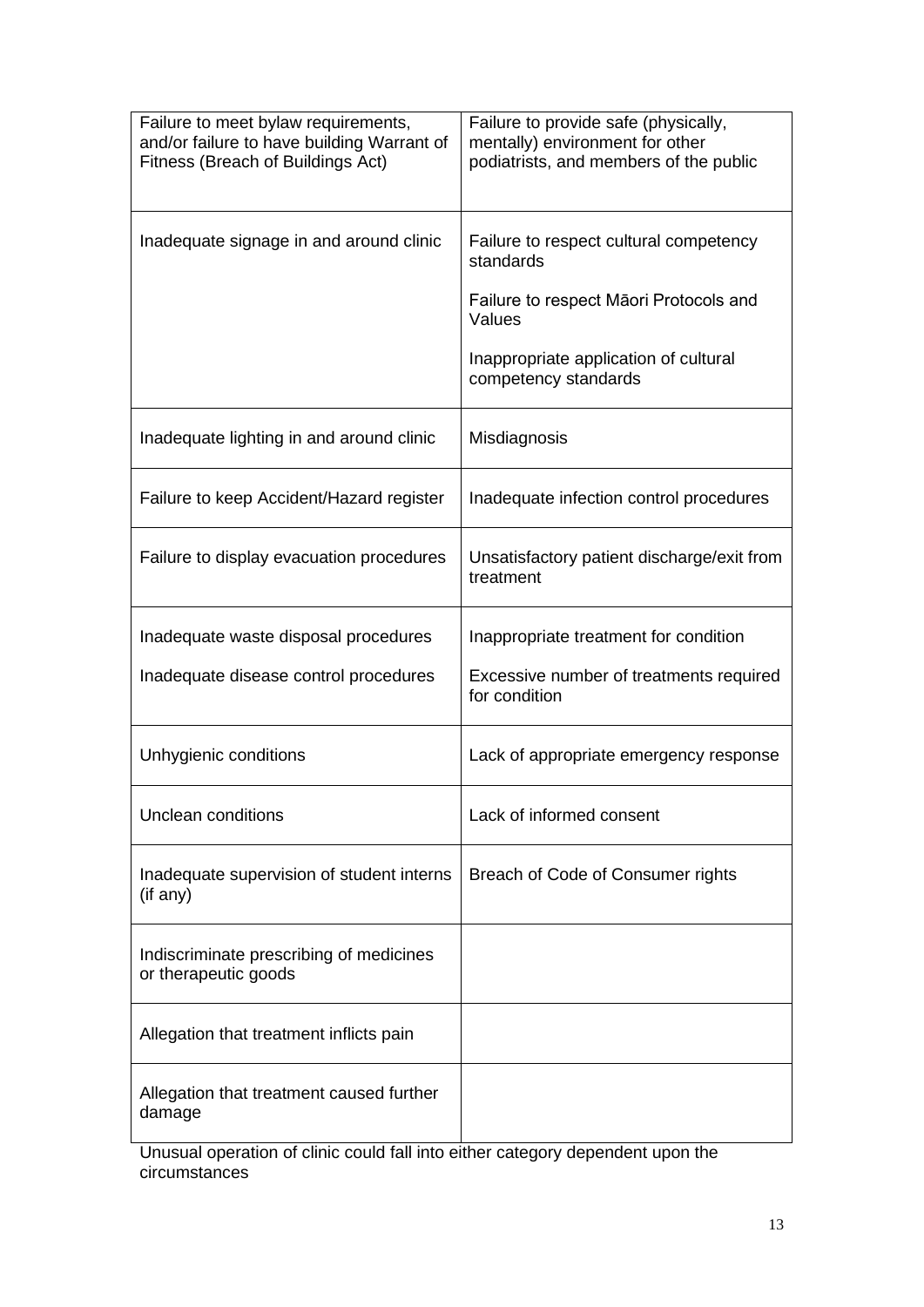| | |
|---|---|
| Failure to meet bylaw requirements, and/or failure to have building Warrant of Fitness (Breach of Buildings Act) | Failure to provide safe (physically, mentally) environment for other podiatrists, and members of the public |
| Inadequate signage in and around clinic | Failure to respect cultural competency standards<br><br>Failure to respect Māori Protocols and Values<br><br>Inappropriate application of cultural competency standards |
| Inadequate lighting in and around clinic | Misdiagnosis |
| Failure to keep Accident/Hazard register | Inadequate infection control procedures |
| Failure to display evacuation procedures | Unsatisfactory patient discharge/exit from treatment |
| Inadequate waste disposal procedures<br><br>Inadequate disease control procedures | Inappropriate treatment for condition<br><br>Excessive number of treatments required for condition |
| Unhygienic conditions | Lack of appropriate emergency response |
| Unclean conditions | Lack of informed consent |
| Inadequate supervision of student interns (if any) | Breach of Code of Consumer rights |
| Indiscriminate prescribing of medicines or therapeutic goods | |
| Allegation that treatment inflicts pain | |
| Allegation that treatment caused further damage | |

Unusual operation of clinic could fall into either category dependent upon the circumstances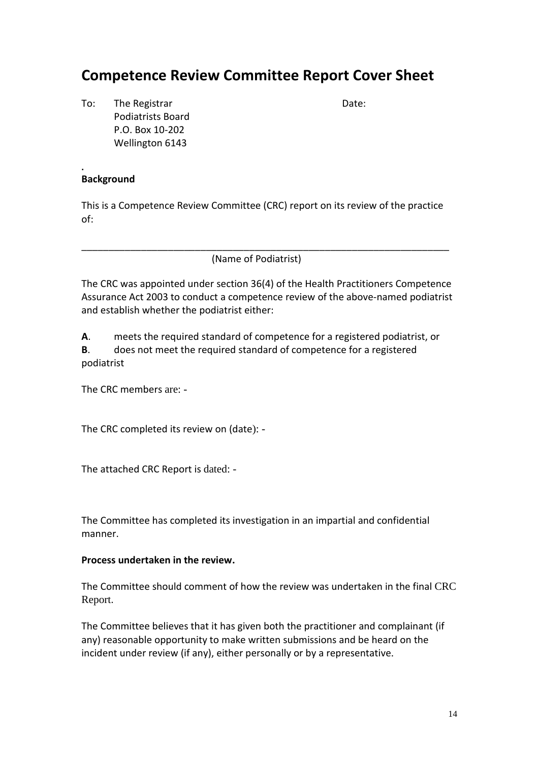# Competence Review Committee Report Cover Sheet

To: The Registrar
Podiatrists Board
P.O. Box 10-202
Wellington 6143

Date:

.

**Background**

This is a Competence Review Committee (CRC) report on its review of the practice of:

\_\_\_\_\_\_\_\_\_\_\_\_\_\_\_\_\_\_\_\_\_\_\_\_\_\_\_\_\_\_\_\_\_\_\_\_\_\_\_\_\_\_\_\_\_\_\_\_\_\_\_\_\_\_\_\_\_\_\_\_\_\_\_\_\_\_

(Name of Podiatrist)

The CRC was appointed under section 36(4) of the Health Practitioners Competence Assurance Act 2003 to conduct a competence review of the above-named podiatrist and establish whether the podiatrist either:

**A**. meets the required standard of competence for a registered podiatrist, or
**B**. does not meet the required standard of competence for a registered podiatrist

The CRC members are: -

The CRC completed its review on (date): -

The attached CRC Report is dated: -

The Committee has completed its investigation in an impartial and confidential manner.

**Process undertaken in the review.**

The Committee should comment of how the review was undertaken in the final CRC Report.

The Committee believes that it has given both the practitioner and complainant (if any) reasonable opportunity to make written submissions and be heard on the incident under review (if any), either personally or by a representative.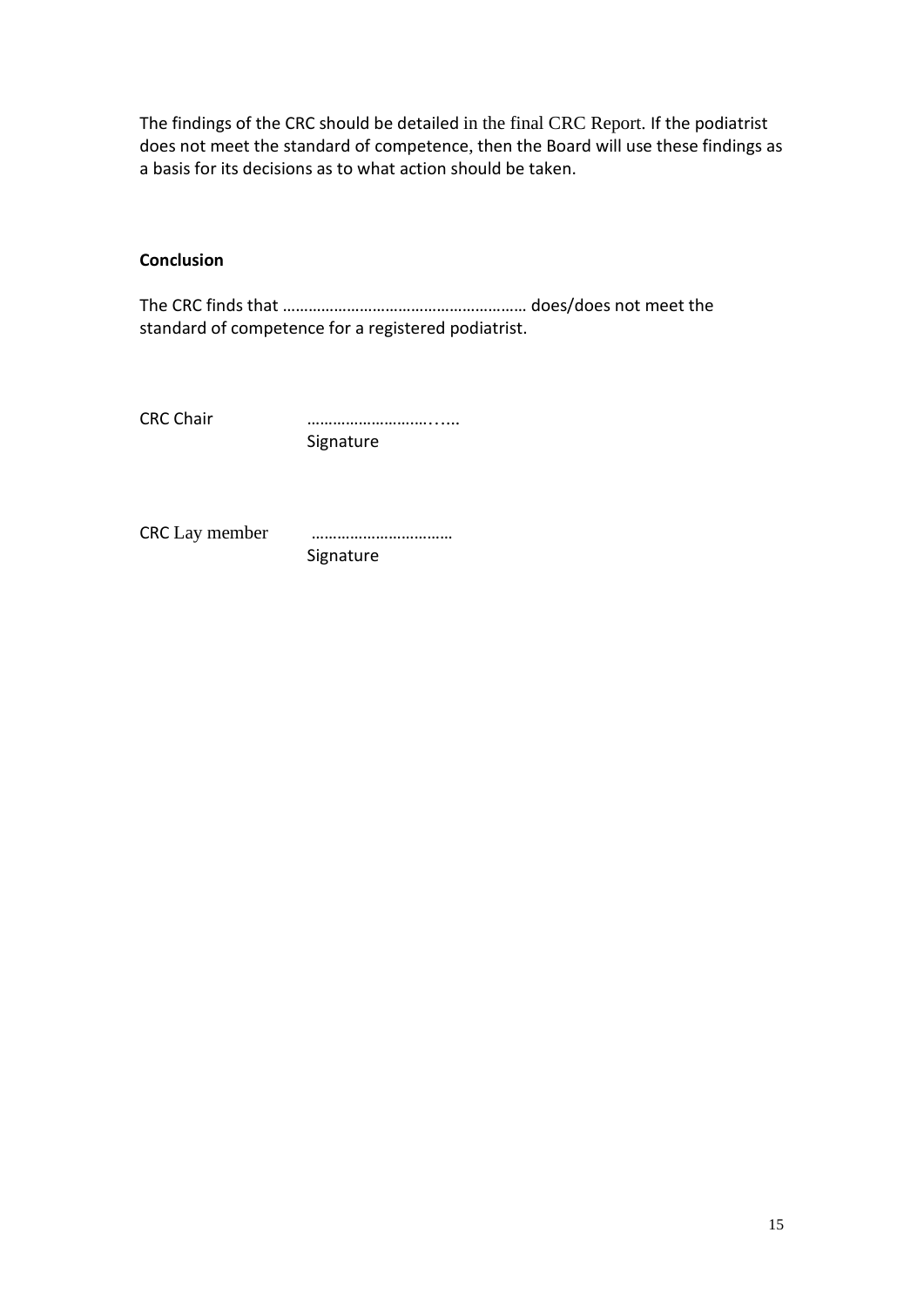The findings of the CRC should be detailed in the final CRC Report. If the podiatrist does not meet the standard of competence, then the Board will use these findings as a basis for its decisions as to what action should be taken.

**Conclusion**

The CRC finds that ……………………………………………….. does/does not meet the standard of competence for a registered podiatrist.

CRC Chair ………………………..…..
Signature

CRC Lay member ……………………………
Signature